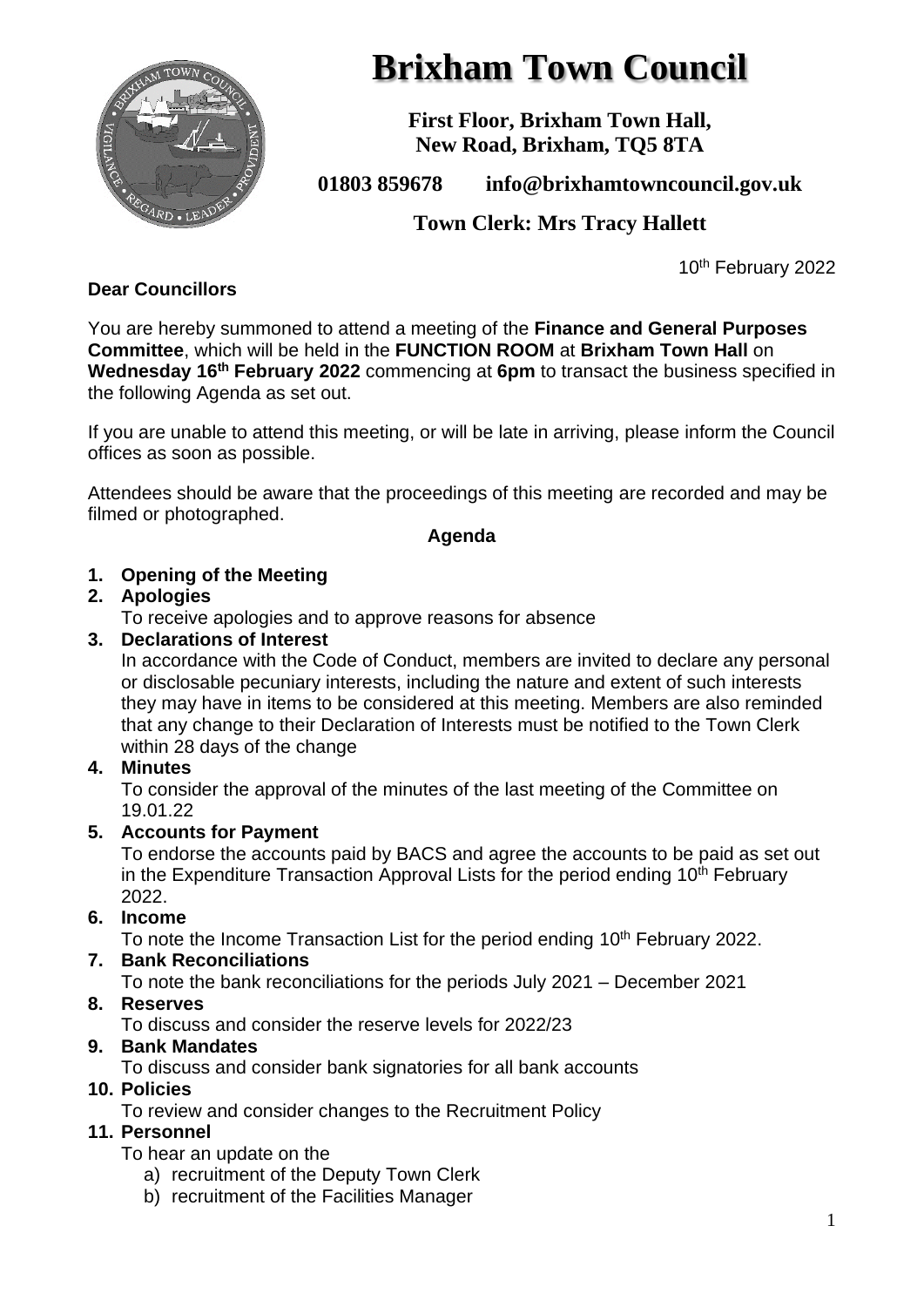# Brixham Town Council

**First Floor, Brixham Town Hall,**
**New Road, Brixham, TQ5 8TA**

**01803 859678 info@brixhamtowncouncil.gov.uk**

**Town Clerk: Mrs Tracy Hallett**

10th February 2022

**Dear Councillors**

You are hereby summoned to attend a meeting of the **Finance and General Purposes Committee**, which will be held in the **FUNCTION ROOM** at **Brixham Town Hall** on **Wednesday 16th February 2022** commencing at **6pm** to transact the business specified in the following Agenda as set out.

If you are unable to attend this meeting, or will be late in arriving, please inform the Council offices as soon as possible.

Attendees should be aware that the proceedings of this meeting are recorded and may be filmed or photographed.

**Agenda**

1. **Opening of the Meeting**
2. **Apologies**
   To receive apologies and to approve reasons for absence
3. **Declarations of Interest**
   In accordance with the Code of Conduct, members are invited to declare any personal or disclosable pecuniary interests, including the nature and extent of such interests they may have in items to be considered at this meeting. Members are also reminded that any change to their Declaration of Interests must be notified to the Town Clerk within 28 days of the change
4. **Minutes**
   To consider the approval of the minutes of the last meeting of the Committee on 19.01.22
5. **Accounts for Payment**
   To endorse the accounts paid by BACS and agree the accounts to be paid as set out in the Expenditure Transaction Approval Lists for the period ending 10th February 2022.
6. **Income**
   To note the Income Transaction List for the period ending 10th February 2022.
7. **Bank Reconciliations**
   To note the bank reconciliations for the periods July 2021 – December 2021
8. **Reserves**
   To discuss and consider the reserve levels for 2022/23
9. **Bank Mandates**
   To discuss and consider bank signatories for all bank accounts
10. **Policies**
    To review and consider changes to the Recruitment Policy
11. **Personnel**
    To hear an update on the
    a) recruitment of the Deputy Town Clerk
    b) recruitment of the Facilities Manager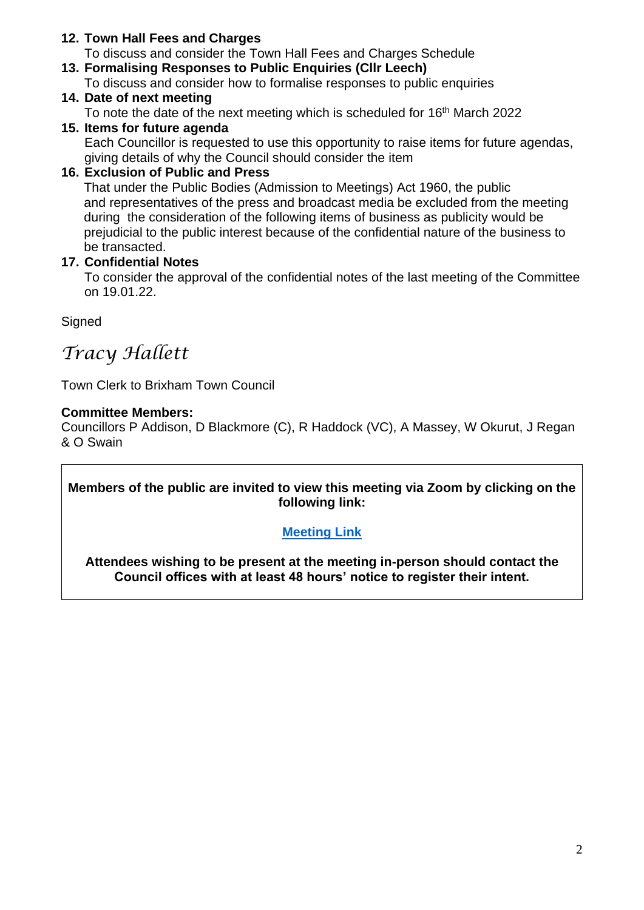12. **Town Hall Fees and Charges**
    To discuss and consider the Town Hall Fees and Charges Schedule
13. **Formalising Responses to Public Enquiries (Cllr Leech)**
    To discuss and consider how to formalise responses to public enquiries
14. **Date of next meeting**
    To note the date of the next meeting which is scheduled for 16th March 2022
15. **Items for future agenda**
    Each Councillor is requested to use this opportunity to raise items for future agendas, giving details of why the Council should consider the item
16. **Exclusion of Public and Press**
    That under the Public Bodies (Admission to Meetings) Act 1960, the public and representatives of the press and broadcast media be excluded from the meeting during the consideration of the following items of business as publicity would be prejudicial to the public interest because of the confidential nature of the business to be transacted.
17. **Confidential Notes**
    To consider the approval of the confidential notes of the last meeting of the Committee on 19.01.22.

Signed

*Tracy Hallett*

Town Clerk to Brixham Town Council

**Committee Members:**
Councillors P Addison, D Blackmore (C), R Haddock (VC), A Massey, W Okurut, J Regan & O Swain

**Members of the public are invited to view this meeting via Zoom by clicking on the following link:**

**Meeting Link**

**Attendees wishing to be present at the meeting in-person should contact the Council offices with at least 48 hours' notice to register their intent.**